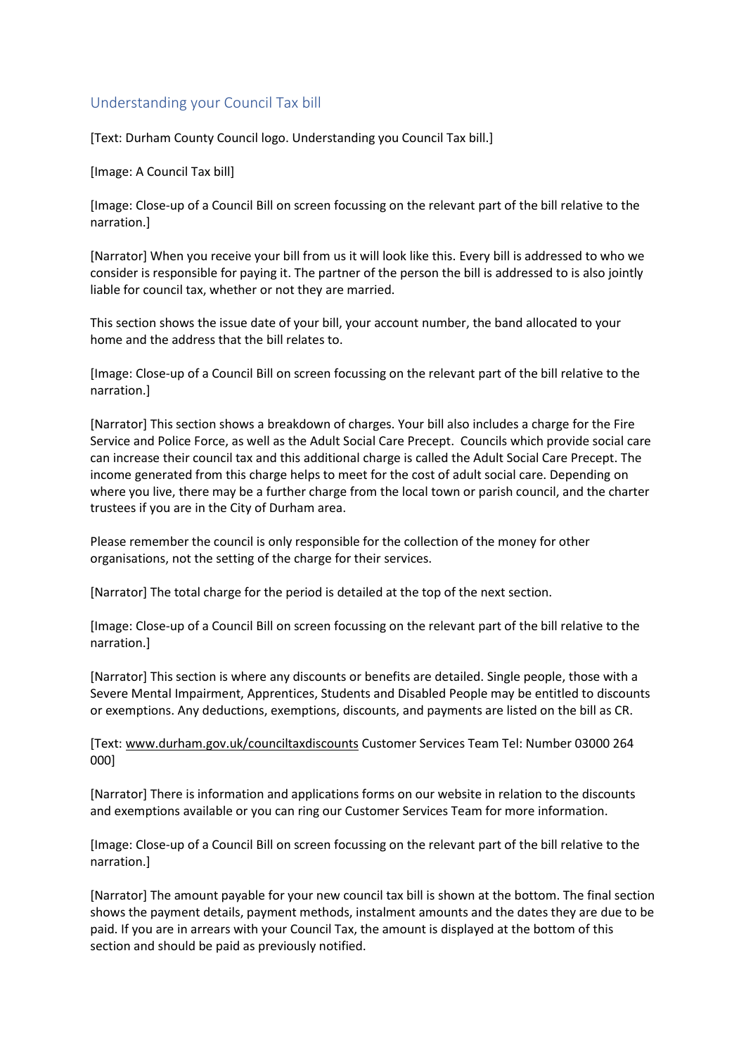## Understanding your Council Tax bill

[Text: Durham County Council logo. Understanding you Council Tax bill.]

[Image: A Council Tax bill]

[Image: Close-up of a Council Bill on screen focussing on the relevant part of the bill relative to the narration.]

[Narrator] When you receive your bill from us it will look like this. Every bill is addressed to who we consider is responsible for paying it. The partner of the person the bill is addressed to is also jointly liable for council tax, whether or not they are married.

This section shows the issue date of your bill, your account number, the band allocated to your home and the address that the bill relates to.

[Image: Close-up of a Council Bill on screen focussing on the relevant part of the bill relative to the narration.]

[Narrator] This section shows a breakdown of charges. Your bill also includes a charge for the Fire Service and Police Force, as well as the Adult Social Care Precept. Councils which provide social care can increase their council tax and this additional charge is called the Adult Social Care Precept. The income generated from this charge helps to meet for the cost of adult social care. Depending on where you live, there may be a further charge from the local town or parish council, and the charter trustees if you are in the City of Durham area.

Please remember the council is only responsible for the collection of the money for other organisations, not the setting of the charge for their services.

[Narrator] The total charge for the period is detailed at the top of the next section.

[Image: Close-up of a Council Bill on screen focussing on the relevant part of the bill relative to the narration.]

[Narrator] This section is where any discounts or benefits are detailed. Single people, those with a Severe Mental Impairment, Apprentices, Students and Disabled People may be entitled to discounts or exemptions. Any deductions, exemptions, discounts, and payments are listed on the bill as CR.

[Text: www.durham.gov.uk/counciltaxdiscounts Customer Services Team Tel: Number 03000 264 000]

[Narrator] There is information and applications forms on our website in relation to the discounts and exemptions available or you can ring our Customer Services Team for more information.

[Image: Close-up of a Council Bill on screen focussing on the relevant part of the bill relative to the narration.]

[Narrator] The amount payable for your new council tax bill is shown at the bottom. The final section shows the payment details, payment methods, instalment amounts and the dates they are due to be paid. If you are in arrears with your Council Tax, the amount is displayed at the bottom of this section and should be paid as previously notified.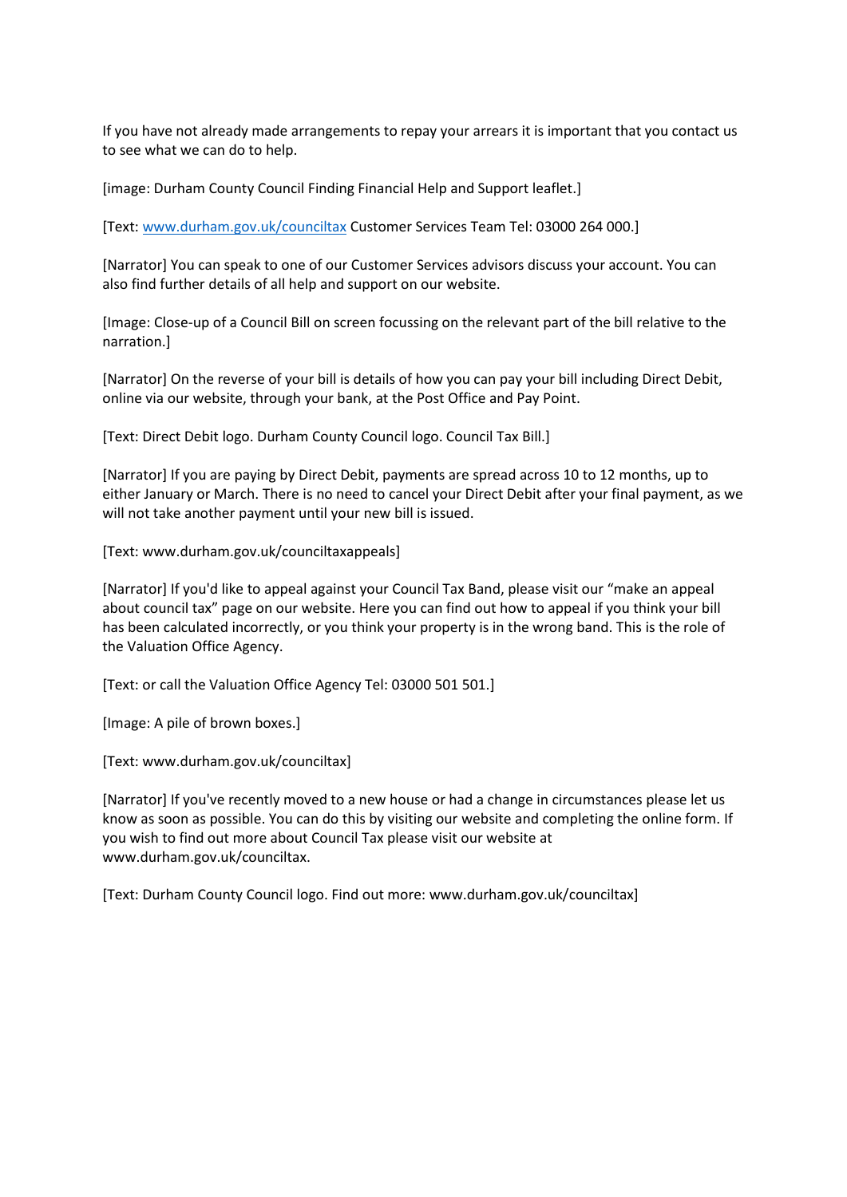If you have not already made arrangements to repay your arrears it is important that you contact us to see what we can do to help.

[image: Durham County Council Finding Financial Help and Support leaflet.]

[Text: www.durham.gov.uk/counciltax Customer Services Team Tel: 03000 264 000.]

[Narrator] You can speak to one of our Customer Services advisors discuss your account. You can also find further details of all help and support on our website.

[Image: Close-up of a Council Bill on screen focussing on the relevant part of the bill relative to the narration.]

[Narrator] On the reverse of your bill is details of how you can pay your bill including Direct Debit, online via our website, through your bank, at the Post Office and Pay Point.

[Text: Direct Debit logo. Durham County Council logo. Council Tax Bill.]

[Narrator] If you are paying by Direct Debit, payments are spread across 10 to 12 months, up to either January or March. There is no need to cancel your Direct Debit after your final payment, as we will not take another payment until your new bill is issued.

[Text: www.durham.gov.uk/counciltaxappeals]

[Narrator] If you'd like to appeal against your Council Tax Band, please visit our "make an appeal about council tax" page on our website. Here you can find out how to appeal if you think your bill has been calculated incorrectly, or you think your property is in the wrong band. This is the role of the Valuation Office Agency.

[Text: or call the Valuation Office Agency Tel: 03000 501 501.]

[Image: A pile of brown boxes.]

[Text: www.durham.gov.uk/counciltax]

[Narrator] If you've recently moved to a new house or had a change in circumstances please let us know as soon as possible. You can do this by visiting our website and completing the online form. If you wish to find out more about Council Tax please visit our website at www.durham.gov.uk/counciltax.

[Text: Durham County Council logo. Find out more: www.durham.gov.uk/counciltax]